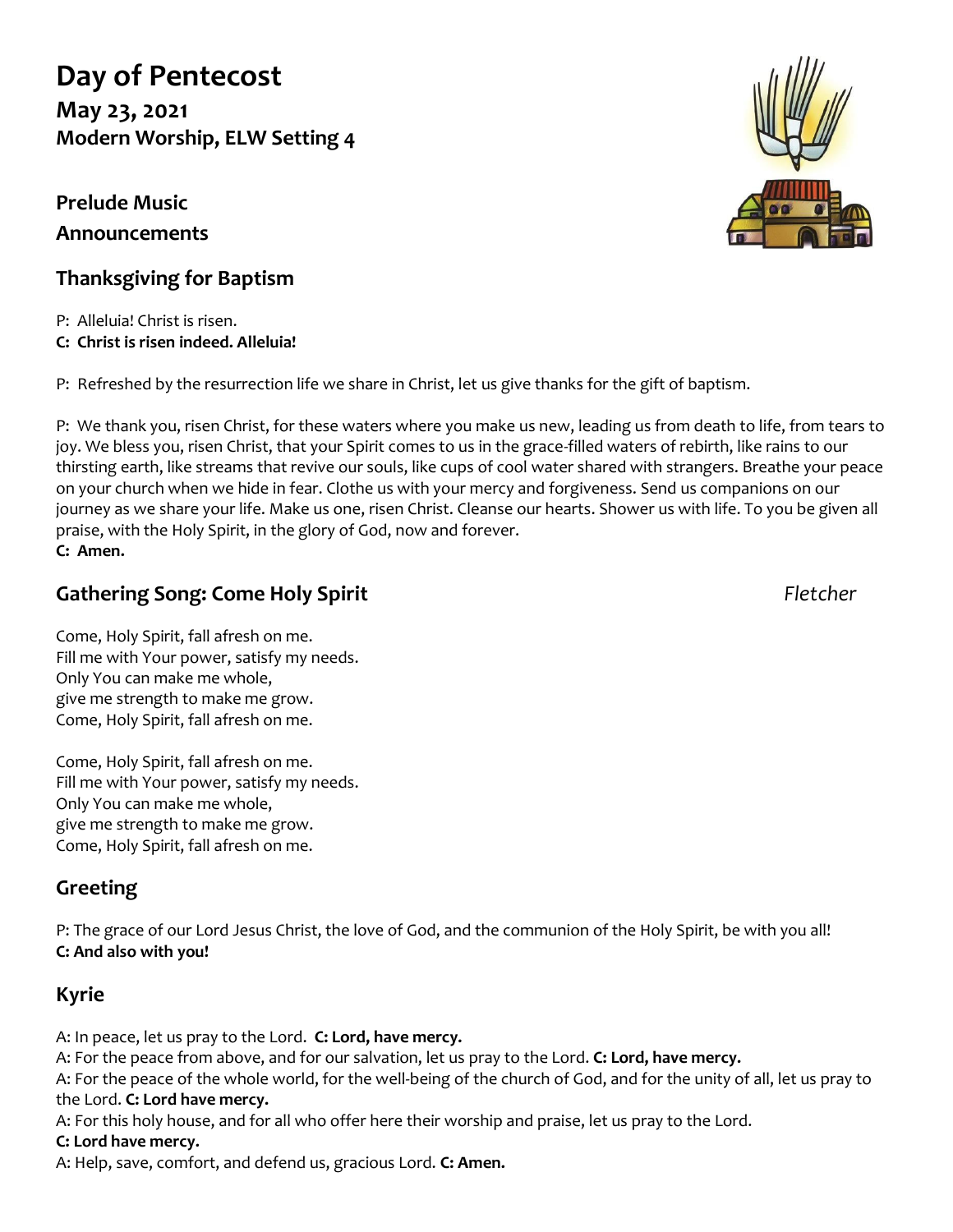# Day of Pentecost

**May 23, 2021**
**Modern Worship, ELW Setting 4**

**Prelude Music**

**Announcements**

## Thanksgiving for Baptism

P: Alleluia! Christ is risen.
**C: Christ is risen indeed. Alleluia!**

P: Refreshed by the resurrection life we share in Christ, let us give thanks for the gift of baptism.

P: We thank you, risen Christ, for these waters where you make us new, leading us from death to life, from tears to joy. We bless you, risen Christ, that your Spirit comes to us in the grace-filled waters of rebirth, like rains to our thirsting earth, like streams that revive our souls, like cups of cool water shared with strangers. Breathe your peace on your church when we hide in fear. Clothe us with your mercy and forgiveness. Send us companions on our journey as we share your life. Make us one, risen Christ. Cleanse our hearts. Shower us with life. To you be given all praise, with the Holy Spirit, in the glory of God, now and forever.
**C: Amen.**

## Gathering Song: Come Holy Spirit *Fletcher*

Come, Holy Spirit, fall afresh on me.
Fill me with Your power, satisfy my needs.
Only You can make me whole,
give me strength to make me grow.
Come, Holy Spirit, fall afresh on me.

Come, Holy Spirit, fall afresh on me.
Fill me with Your power, satisfy my needs.
Only You can make me whole,
give me strength to make me grow.
Come, Holy Spirit, fall afresh on me.

## Greeting

P: The grace of our Lord Jesus Christ, the love of God, and the communion of the Holy Spirit, be with you all!
**C: And also with you!**

## Kyrie

A: In peace, let us pray to the Lord. **C: Lord, have mercy.**
A: For the peace from above, and for our salvation, let us pray to the Lord. **C: Lord, have mercy.**
A: For the peace of the whole world, for the well-being of the church of God, and for the unity of all, let us pray to the Lord. **C: Lord have mercy.**
A: For this holy house, and for all who offer here their worship and praise, let us pray to the Lord.
**C: Lord have mercy.**
A: Help, save, comfort, and defend us, gracious Lord. **C: Amen.**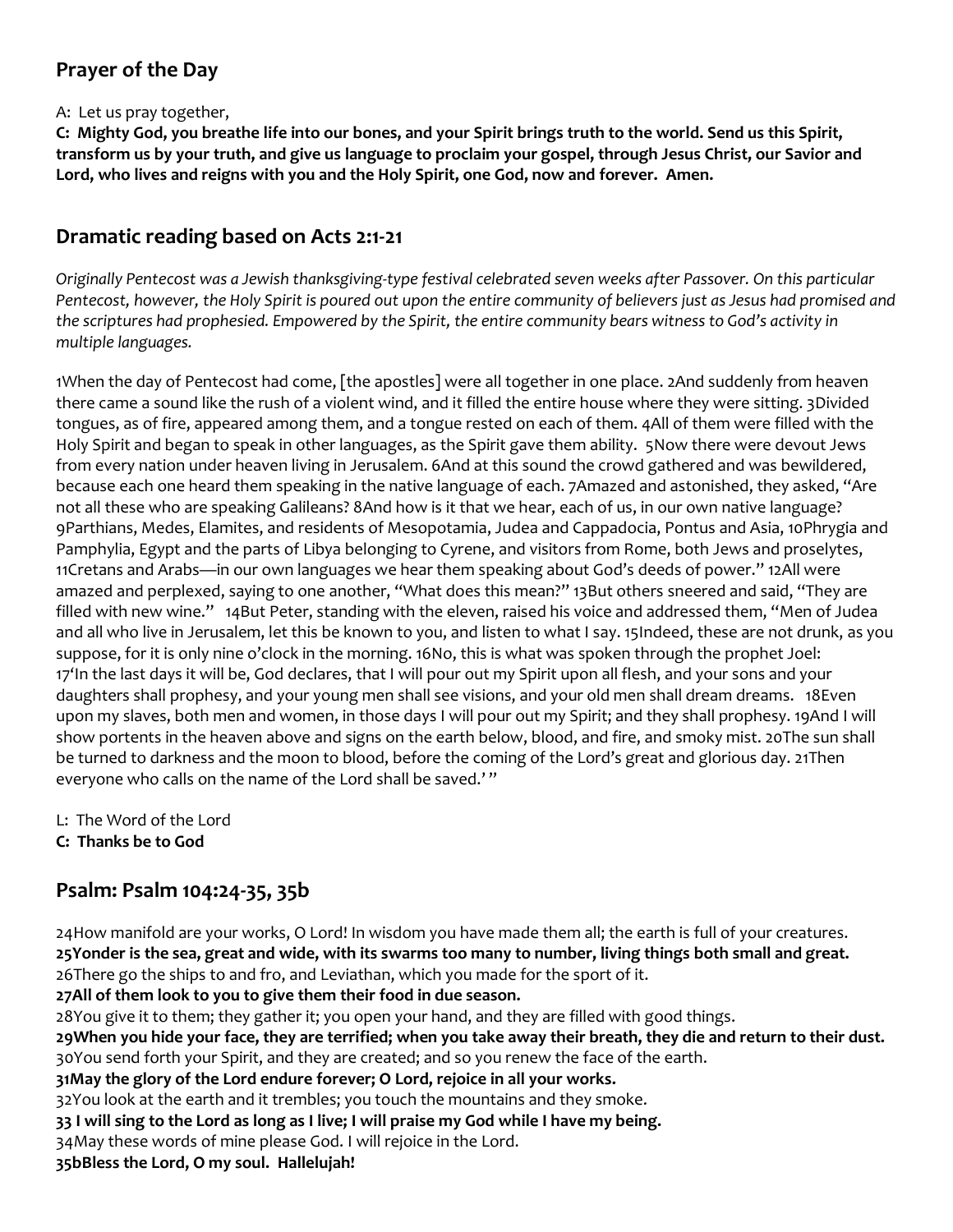## Prayer of the Day

A: Let us pray together,

**C: Mighty God, you breathe life into our bones, and your Spirit brings truth to the world. Send us this Spirit, transform us by your truth, and give us language to proclaim your gospel, through Jesus Christ, our Savior and Lord, who lives and reigns with you and the Holy Spirit, one God, now and forever. Amen.**

## Dramatic reading based on Acts 2:1-21

*Originally Pentecost was a Jewish thanksgiving-type festival celebrated seven weeks after Passover. On this particular Pentecost, however, the Holy Spirit is poured out upon the entire community of believers just as Jesus had promised and the scriptures had prophesied. Empowered by the Spirit, the entire community bears witness to God's activity in multiple languages.*

1When the day of Pentecost had come, [the apostles] were all together in one place. 2And suddenly from heaven there came a sound like the rush of a violent wind, and it filled the entire house where they were sitting. 3Divided tongues, as of fire, appeared among them, and a tongue rested on each of them. 4All of them were filled with the Holy Spirit and began to speak in other languages, as the Spirit gave them ability. 5Now there were devout Jews from every nation under heaven living in Jerusalem. 6And at this sound the crowd gathered and was bewildered, because each one heard them speaking in the native language of each. 7Amazed and astonished, they asked, "Are not all these who are speaking Galileans? 8And how is it that we hear, each of us, in our own native language? 9Parthians, Medes, Elamites, and residents of Mesopotamia, Judea and Cappadocia, Pontus and Asia, 10Phrygia and Pamphylia, Egypt and the parts of Libya belonging to Cyrene, and visitors from Rome, both Jews and proselytes, 11Cretans and Arabs—in our own languages we hear them speaking about God's deeds of power." 12All were amazed and perplexed, saying to one another, "What does this mean?" 13But others sneered and said, "They are filled with new wine." 14But Peter, standing with the eleven, raised his voice and addressed them, "Men of Judea and all who live in Jerusalem, let this be known to you, and listen to what I say. 15Indeed, these are not drunk, as you suppose, for it is only nine o'clock in the morning. 16No, this is what was spoken through the prophet Joel: 17'In the last days it will be, God declares, that I will pour out my Spirit upon all flesh, and your sons and your daughters shall prophesy, and your young men shall see visions, and your old men shall dream dreams. 18Even upon my slaves, both men and women, in those days I will pour out my Spirit; and they shall prophesy. 19And I will show portents in the heaven above and signs on the earth below, blood, and fire, and smoky mist. 20The sun shall be turned to darkness and the moon to blood, before the coming of the Lord's great and glorious day. 21Then everyone who calls on the name of the Lord shall be saved.' "

L: The Word of the Lord
**C: Thanks be to God**

## Psalm: Psalm 104:24-35, 35b

24How manifold are your works, O Lord! In wisdom you have made them all; the earth is full of your creatures.
**25Yonder is the sea, great and wide, with its swarms too many to number, living things both small and great.**
26There go the ships to and fro, and Leviathan, which you made for the sport of it.
**27All of them look to you to give them their food in due season.**
28You give it to them; they gather it; you open your hand, and they are filled with good things.
**29When you hide your face, they are terrified; when you take away their breath, they die and return to their dust.**
30You send forth your Spirit, and they are created; and so you renew the face of the earth.
**31May the glory of the Lord endure forever; O Lord, rejoice in all your works.**
32You look at the earth and it trembles; you touch the mountains and they smoke.
**33 I will sing to the Lord as long as I live; I will praise my God while I have my being.**
34May these words of mine please God. I will rejoice in the Lord.
**35bBless the Lord, O my soul. Hallelujah!**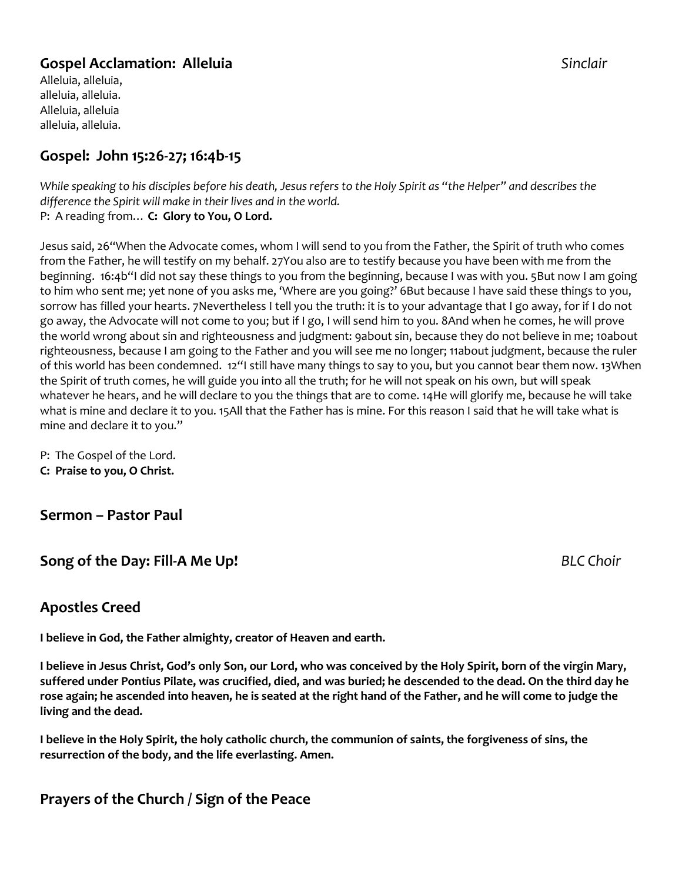## Gospel Acclamation: Alleluia *Sinclair*

Alleluia, alleluia,
alleluia, alleluia.
Alleluia, alleluia
alleluia, alleluia.

## Gospel: John 15:26-27; 16:4b-15

*While speaking to his disciples before his death, Jesus refers to the Holy Spirit as "the Helper" and describes the difference the Spirit will make in their lives and in the world.*

P: A reading from… **C: Glory to You, O Lord.**

Jesus said, 26"When the Advocate comes, whom I will send to you from the Father, the Spirit of truth who comes from the Father, he will testify on my behalf. 27You also are to testify because you have been with me from the beginning. 16:4b"I did not say these things to you from the beginning, because I was with you. 5But now I am going to him who sent me; yet none of you asks me, 'Where are you going?' 6But because I have said these things to you, sorrow has filled your hearts. 7Nevertheless I tell you the truth: it is to your advantage that I go away, for if I do not go away, the Advocate will not come to you; but if I go, I will send him to you. 8And when he comes, he will prove the world wrong about sin and righteousness and judgment: 9about sin, because they do not believe in me; 10about righteousness, because I am going to the Father and you will see me no longer; 11about judgment, because the ruler of this world has been condemned. 12"I still have many things to say to you, but you cannot bear them now. 13When the Spirit of truth comes, he will guide you into all the truth; for he will not speak on his own, but will speak whatever he hears, and he will declare to you the things that are to come. 14He will glorify me, because he will take what is mine and declare it to you. 15All that the Father has is mine. For this reason I said that he will take what is mine and declare it to you."

P: The Gospel of the Lord.
**C: Praise to you, O Christ.**

## Sermon – Pastor Paul

## Song of the Day: Fill-A Me Up! *BLC Choir*

## Apostles Creed

**I believe in God, the Father almighty, creator of Heaven and earth.**

**I believe in Jesus Christ, God's only Son, our Lord, who was conceived by the Holy Spirit, born of the virgin Mary, suffered under Pontius Pilate, was crucified, died, and was buried; he descended to the dead. On the third day he rose again; he ascended into heaven, he is seated at the right hand of the Father, and he will come to judge the living and the dead.**

**I believe in the Holy Spirit, the holy catholic church, the communion of saints, the forgiveness of sins, the resurrection of the body, and the life everlasting. Amen.**

## Prayers of the Church / Sign of the Peace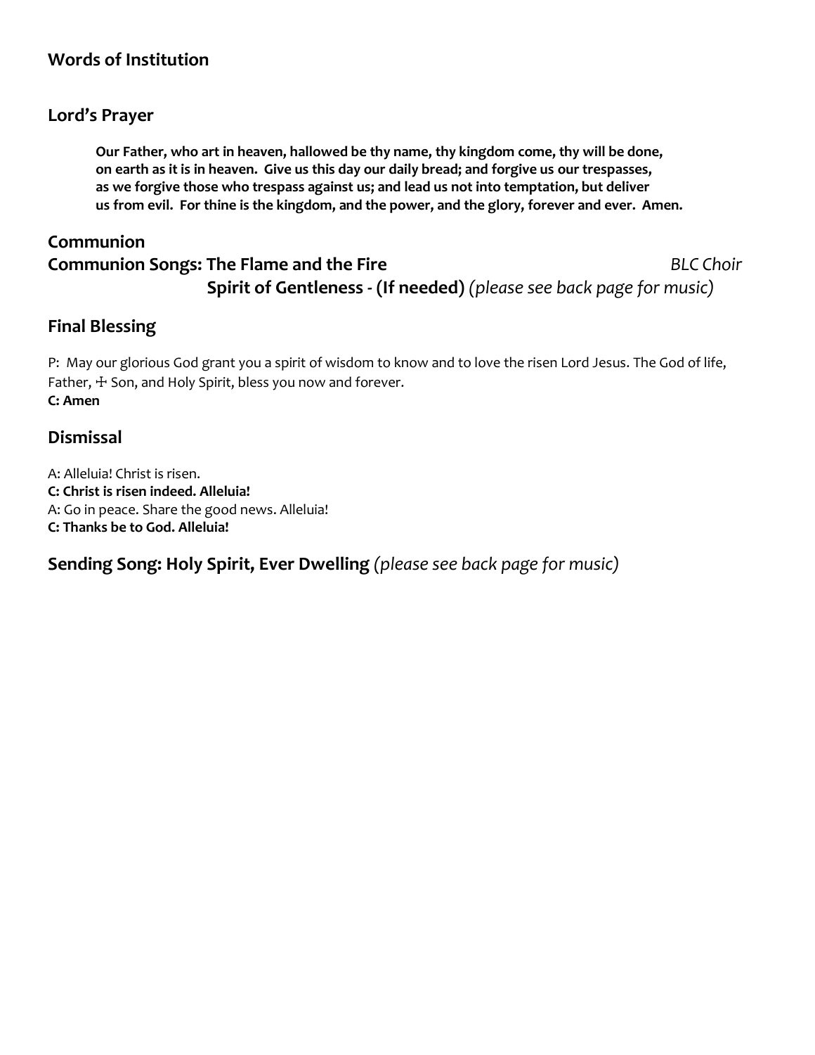### Words of Institution

### Lord's Prayer

> **Our Father, who art in heaven, hallowed be thy name, thy kingdom come, thy will be done, on earth as it is in heaven. Give us this day our daily bread; and forgive us our trespasses, as we forgive those who trespass against us; and lead us not into temptation, but deliver us from evil. For thine is the kingdom, and the power, and the glory, forever and ever. Amen.**

## Communion

## Communion Songs: The Flame and the Fire *BLC Choir*

## Spirit of Gentleness - (If needed) *(please see back page for music)*

## Final Blessing

P: May our glorious God grant you a spirit of wisdom to know and to love the risen Lord Jesus. The God of life, Father, ☩ Son, and Holy Spirit, bless you now and forever.
**C: Amen**

## Dismissal

A: Alleluia! Christ is risen.
**C: Christ is risen indeed. Alleluia!**
A: Go in peace. Share the good news. Alleluia!
**C: Thanks be to God. Alleluia!**

## Sending Song: Holy Spirit, Ever Dwelling *(please see back page for music)*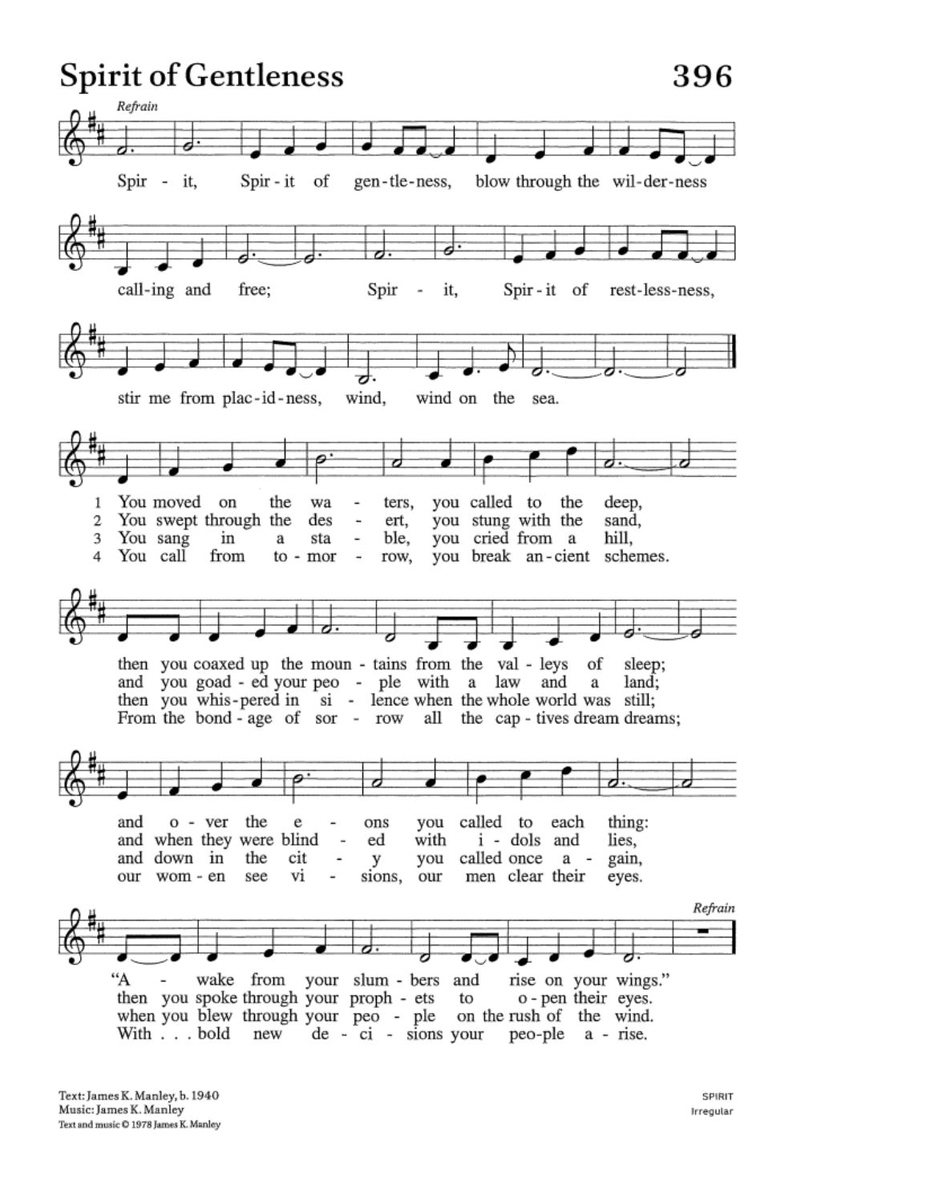# Spirit of Gentleness

*Refrain*

Spir - it, Spir - it of gen - tle - ness, blow through the wil - der - ness
call - ing and free;
Spir - it, Spir - it of rest - less - ness,
stir me from plac - id - ness, wind, wind on the sea.

1. You moved on the wa - ters, you called to the deep,
then you coaxed up the moun - tains from the val - leys of sleep;
and o - ver the e - ons you called to each thing:
"A - wake from your slum - bers and rise on your wings."

2. You swept through the des - ert, you stung with the sand,
and you goad - ed your peo - ple with a law and a land;
and when they were blind - ed with i - dols and lies,
then you spoke through your proph - ets to o - pen their eyes.

3. You sang in a sta - ble, you cried from a hill,
then you whis - pered in si - lence when the whole world was still;
and down in the cit - y you called once a - gain,
when you blew through your peo - ple on the rush of the wind.

4. You call from to - mor - row, you break an - cient schemes.
From the bond - age of sor - row all the cap - tives dream dreams;
our wom - en see vi - sions, our men clear their eyes.
With . . . bold new de - ci - sions your peo - ple a - rise.

*Refrain*

Text: James K. Manley, b. 1940
Music: James K. Manley
Text and music © 1978 James K. Manley

SPIRIT
Irregular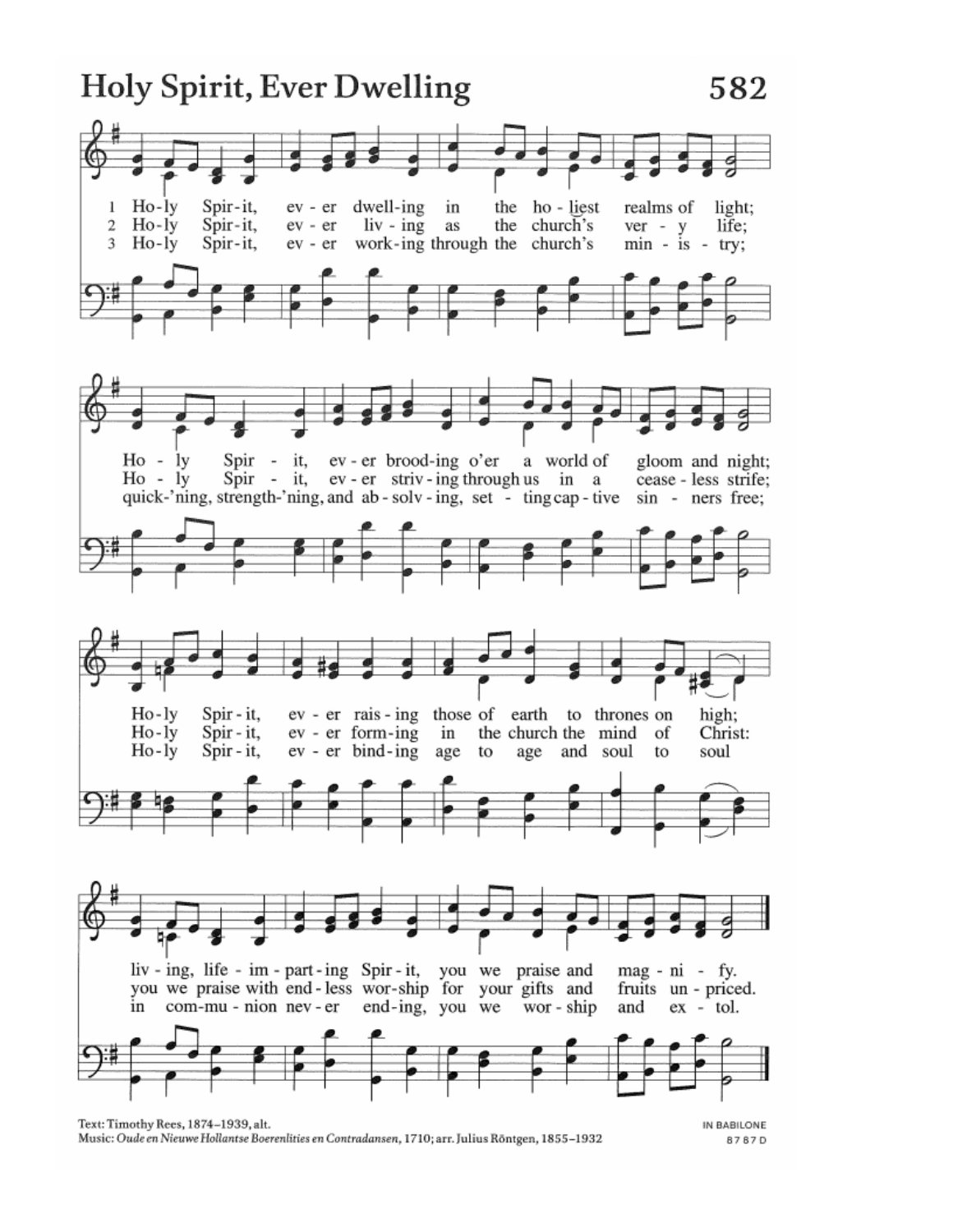# Holy Spirit, Ever Dwelling

1 Holy Spirit, ever dwelling in the holiest realms of light;
Holy Spirit, ever brooding o'er a world of gloom and night;
Holy Spirit, ever raising those of earth to thrones on high;
living, life-imparting Spirit, you we praise and magnify.

2 Holy Spirit, ever living as the church's very life;
Holy Spirit, ever striving through us in a ceaseless strife;
Holy Spirit, ever forming in the church the mind of Christ:
you we praise with endless worship for your gifts and fruits unpriced.

3 Holy Spirit, ever working through the church's ministry;
quick'ning, strength'ning, and absolving, setting captive sinners free;
Holy Spirit, ever binding age to age and soul to soul
in communion never ending, you we worship and extol.

Text: Timothy Rees, 1874–1939, alt.
Music: *Oude en Nieuwe Hollantse Boerenlities en Contradansen*, 1710; arr. Julius Röntgen, 1855–1932

IN BABILONE
87 87 D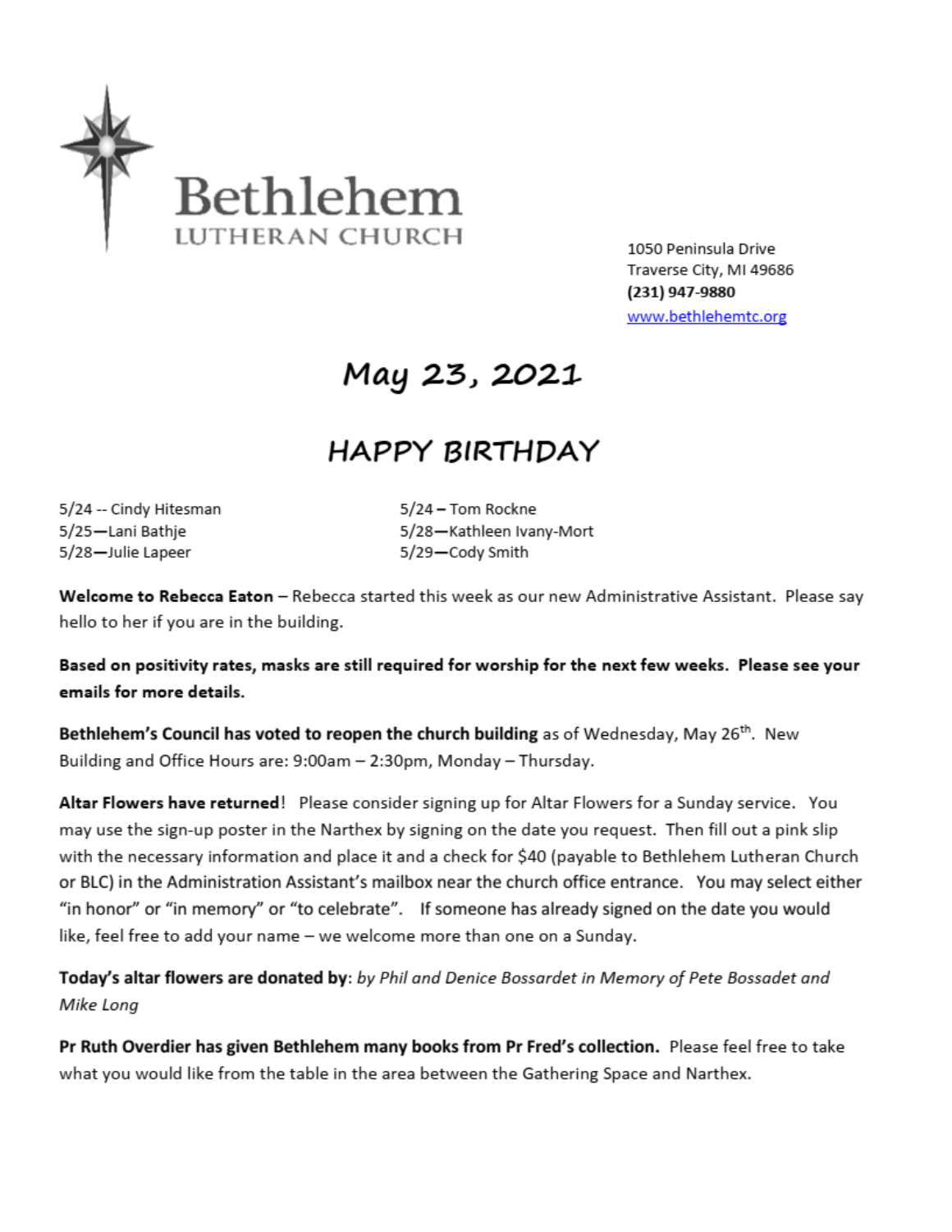# Bethlehem
## LUTHERAN CHURCH

1050 Peninsula Drive
Traverse City, MI 49686
**(231) 947-9880**
www.bethlehemtc.org

# May 23, 2021

## HAPPY BIRTHDAY

5/24 -- Cindy Hitesman
5/25—Lani Bathje
5/28—Julie Lapeer
5/24 – Tom Rockne
5/28—Kathleen Ivany-Mort
5/29—Cody Smith

**Welcome to Rebecca Eaton** – Rebecca started this week as our new Administrative Assistant. Please say hello to her if you are in the building.

**Based on positivity rates, masks are still required for worship for the next few weeks. Please see your emails for more details.**

**Bethlehem's Council has voted to reopen the church building** as of Wednesday, May 26th. New Building and Office Hours are: 9:00am – 2:30pm, Monday – Thursday.

**Altar Flowers have returned**! Please consider signing up for Altar Flowers for a Sunday service. You may use the sign-up poster in the Narthex by signing on the date you request. Then fill out a pink slip with the necessary information and place it and a check for $40 (payable to Bethlehem Lutheran Church or BLC) in the Administration Assistant's mailbox near the church office entrance. You may select either "in honor" or "in memory" or "to celebrate". If someone has already signed on the date you would like, feel free to add your name – we welcome more than one on a Sunday.

**Today's altar flowers are donated by**: *by Phil and Denice Bossardet in Memory of Pete Bossadet and Mike Long*

**Pr Ruth Overdier has given Bethlehem many books from Pr Fred's collection.** Please feel free to take what you would like from the table in the area between the Gathering Space and Narthex.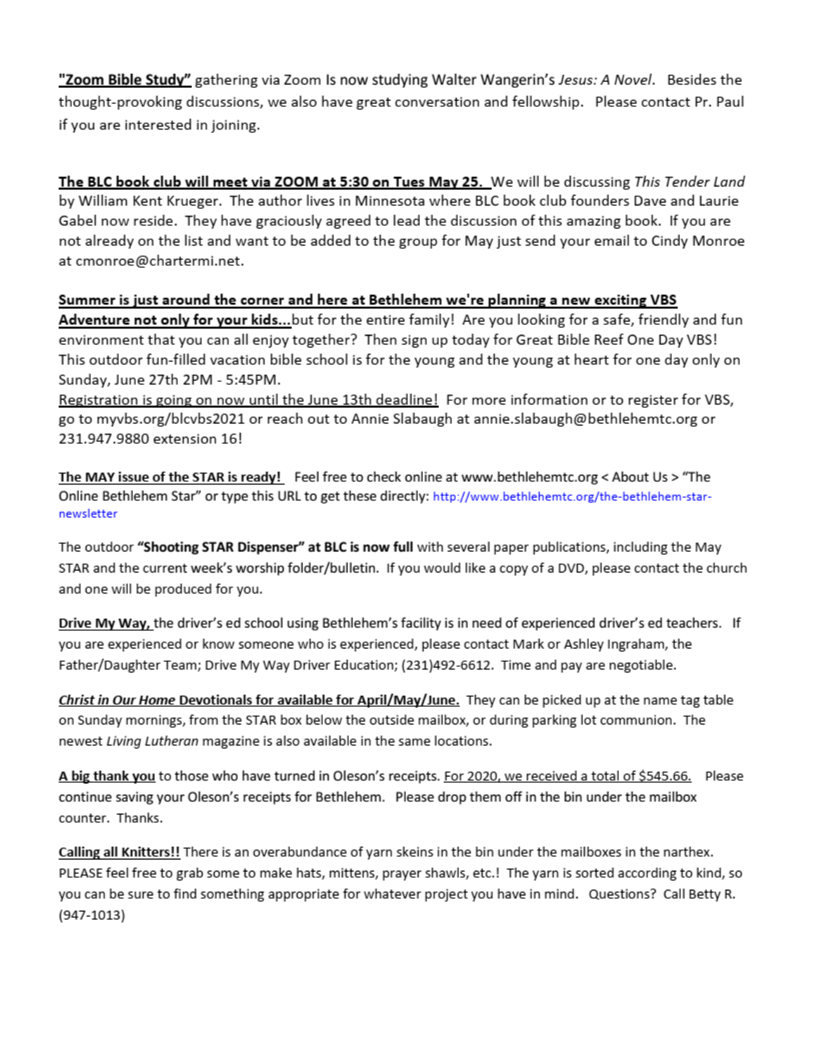**"Zoom Bible Study"** gathering via Zoom Is now studying Walter Wangerin's *Jesus: A Novel*. Besides the thought-provoking discussions, we also have great conversation and fellowship. Please contact Pr. Paul if you are interested in joining.

**The BLC book club will meet via ZOOM at 5:30 on Tues May 25.** We will be discussing *This Tender Land* by William Kent Krueger. The author lives in Minnesota where BLC book club founders Dave and Laurie Gabel now reside. They have graciously agreed to lead the discussion of this amazing book. If you are not already on the list and want to be added to the group for May just send your email to Cindy Monroe at cmonroe@chartermi.net.

**Summer is just around the corner and here at Bethlehem we're planning a new exciting VBS Adventure not only for your kids...**but for the entire family! Are you looking for a safe, friendly and fun environment that you can all enjoy together? Then sign up today for Great Bible Reef One Day VBS! This outdoor fun-filled vacation bible school is for the young and the young at heart for one day only on Sunday, June 27th 2PM - 5:45PM.
Registration is going on now until the June 13th deadline! For more information or to register for VBS, go to myvbs.org/blcvbs2021 or reach out to Annie Slabaugh at annie.slabaugh@bethlehemtc.org or 231.947.9880 extension 16!

**The MAY issue of the STAR is ready!** Feel free to check online at www.bethlehemtc.org < About Us > "The Online Bethlehem Star" or type this URL to get these directly: http://www.bethlehemtc.org/the-bethlehem-star-newsletter

The outdoor **"Shooting STAR Dispenser" at BLC is now full** with several paper publications, including the May STAR and the current week's worship folder/bulletin. If you would like a copy of a DVD, please contact the church and one will be produced for you.

**Drive My Way,** the driver's ed school using Bethlehem's facility is in need of experienced driver's ed teachers. If you are experienced or know someone who is experienced, please contact Mark or Ashley Ingraham, the Father/Daughter Team; Drive My Way Driver Education; (231)492-6612. Time and pay are negotiable.

***Christ in Our Home* Devotionals for available for April/May/June.** They can be picked up at the name tag table on Sunday mornings, from the STAR box below the outside mailbox, or during parking lot communion. The newest *Living Lutheran* magazine is also available in the same locations.

**A big thank you** to those who have turned in Oleson's receipts. For 2020, we received a total of $545.66. Please continue saving your Oleson's receipts for Bethlehem. Please drop them off in the bin under the mailbox counter. Thanks.

**Calling all Knitters!!** There is an overabundance of yarn skeins in the bin under the mailboxes in the narthex. PLEASE feel free to grab some to make hats, mittens, prayer shawls, etc.! The yarn is sorted according to kind, so you can be sure to find something appropriate for whatever project you have in mind. Questions? Call Betty R. (947-1013)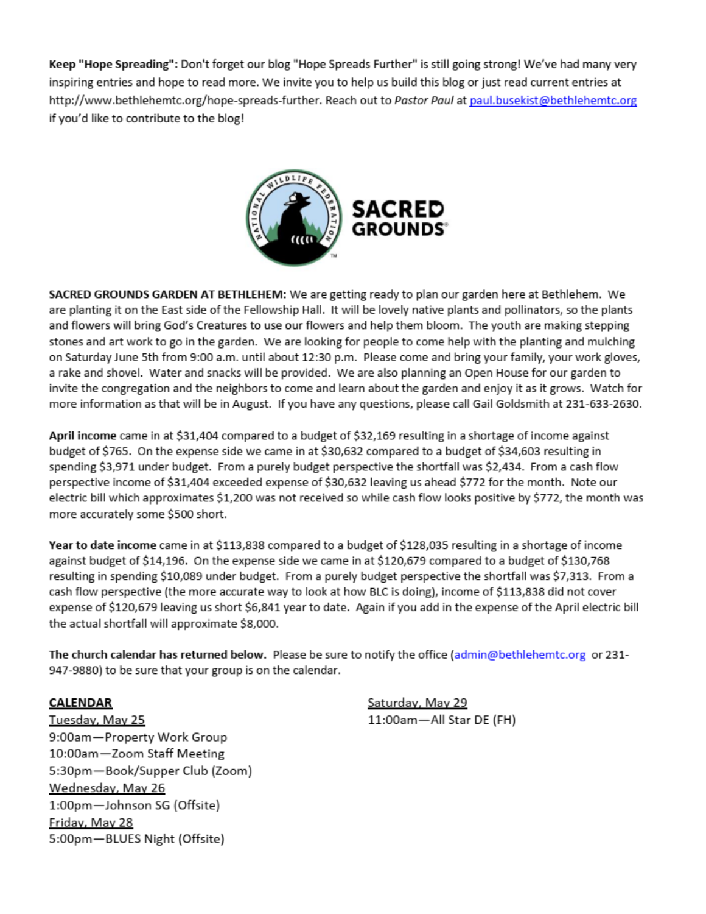**Keep "Hope Spreading":** Don't forget our blog "Hope Spreads Further" is still going strong! We've had many very inspiring entries and hope to read more. We invite you to help us build this blog or just read current entries at http://www.bethlehemtc.org/hope-spreads-further. Reach out to *Pastor Paul* at paul.busekist@bethlehemtc.org if you'd like to contribute to the blog!

**SACRED GROUNDS GARDEN AT BETHLEHEM:** We are getting ready to plan our garden here at Bethlehem. We are planting it on the East side of the Fellowship Hall. It will be lovely native plants and pollinators, so the plants and flowers will bring God's Creatures to use our flowers and help them bloom. The youth are making stepping stones and art work to go in the garden. We are looking for people to come help with the planting and mulching on Saturday June 5th from 9:00 a.m. until about 12:30 p.m. Please come and bring your family, your work gloves, a rake and shovel. Water and snacks will be provided. We are also planning an Open House for our garden to invite the congregation and the neighbors to come and learn about the garden and enjoy it as it grows. Watch for more information as that will be in August. If you have any questions, please call Gail Goldsmith at 231-633-2630.

**April income** came in at $31,404 compared to a budget of $32,169 resulting in a shortage of income against budget of $765. On the expense side we came in at $30,632 compared to a budget of $34,603 resulting in spending $3,971 under budget. From a purely budget perspective the shortfall was $2,434. From a cash flow perspective income of $31,404 exceeded expense of $30,632 leaving us ahead $772 for the month. Note our electric bill which approximates $1,200 was not received so while cash flow looks positive by $772, the month was more accurately some $500 short.

**Year to date income** came in at $113,838 compared to a budget of $128,035 resulting in a shortage of income against budget of $14,196. On the expense side we came in at $120,679 compared to a budget of $130,768 resulting in spending $10,089 under budget. From a purely budget perspective the shortfall was $7,313. From a cash flow perspective (the more accurate way to look at how BLC is doing), income of $113,838 did not cover expense of $120,679 leaving us short $6,841 year to date. Again if you add in the expense of the April electric bill the actual shortfall will approximate $8,000.

**The church calendar has returned below.** Please be sure to notify the office (admin@bethlehemtc.org or 231-947-9880) to be sure that your group is on the calendar.

**CALENDAR**

Tuesday, May 25
9:00am—Property Work Group
10:00am—Zoom Staff Meeting
5:30pm—Book/Supper Club (Zoom)

Wednesday, May 26
1:00pm—Johnson SG (Offsite)

Friday, May 28
5:00pm—BLUES Night (Offsite)

Saturday, May 29
11:00am—All Star DE (FH)